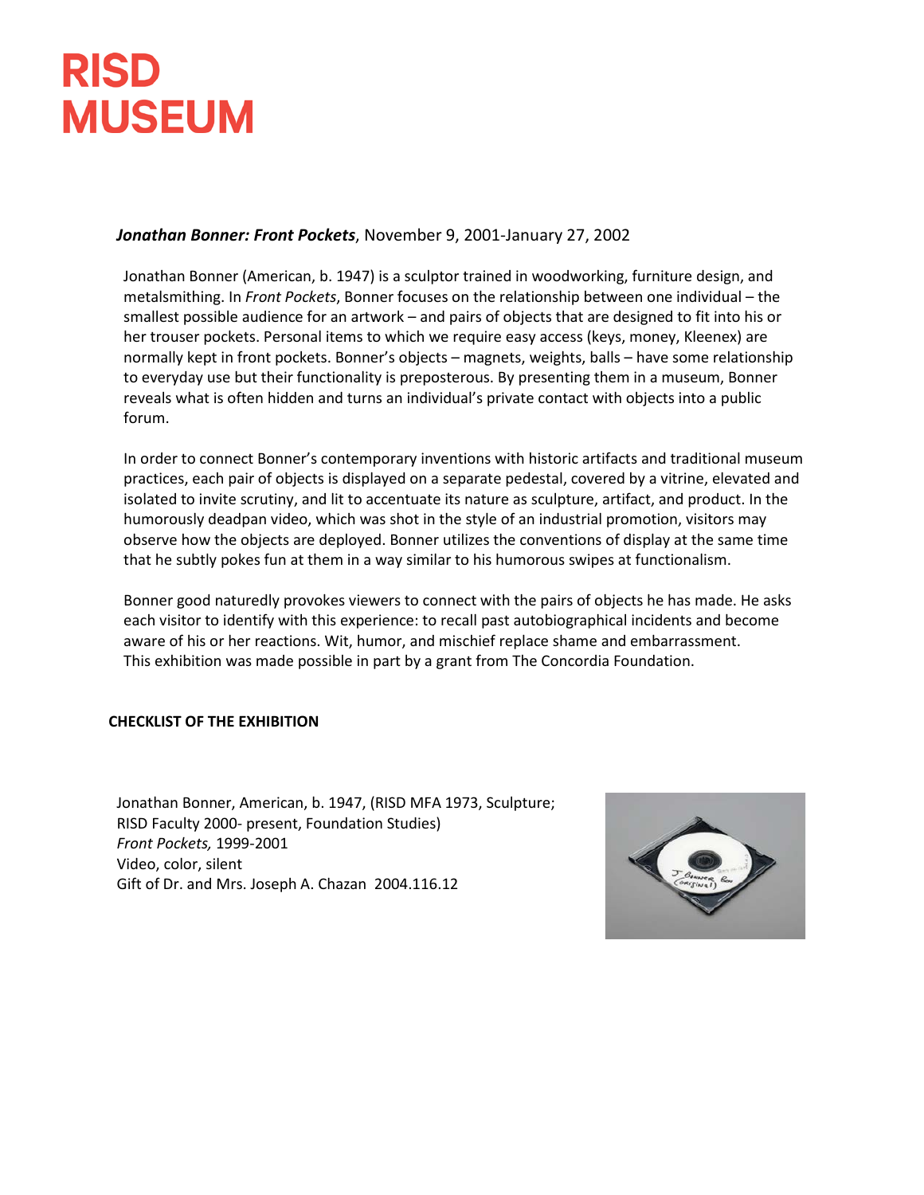# RISD MUSEUM

***Jonathan Bonner: Front Pockets***, November 9, 2001-January 27, 2002

Jonathan Bonner (American, b. 1947) is a sculptor trained in woodworking, furniture design, and metalsmithing. In *Front Pockets*, Bonner focuses on the relationship between one individual – the smallest possible audience for an artwork – and pairs of objects that are designed to fit into his or her trouser pockets. Personal items to which we require easy access (keys, money, Kleenex) are normally kept in front pockets. Bonner's objects – magnets, weights, balls – have some relationship to everyday use but their functionality is preposterous. By presenting them in a museum, Bonner reveals what is often hidden and turns an individual's private contact with objects into a public forum.

In order to connect Bonner's contemporary inventions with historic artifacts and traditional museum practices, each pair of objects is displayed on a separate pedestal, covered by a vitrine, elevated and isolated to invite scrutiny, and lit to accentuate its nature as sculpture, artifact, and product. In the humorously deadpan video, which was shot in the style of an industrial promotion, visitors may observe how the objects are deployed. Bonner utilizes the conventions of display at the same time that he subtly pokes fun at them in a way similar to his humorous swipes at functionalism.

Bonner good naturedly provokes viewers to connect with the pairs of objects he has made. He asks each visitor to identify with this experience: to recall past autobiographical incidents and become aware of his or her reactions. Wit, humor, and mischief replace shame and embarrassment.
This exhibition was made possible in part by a grant from The Concordia Foundation.

**CHECKLIST OF THE EXHIBITION**

Jonathan Bonner, American, b. 1947, (RISD MFA 1973, Sculpture; RISD Faculty 2000- present, Foundation Studies)
*Front Pockets,* 1999-2001
Video, color, silent
Gift of Dr. and Mrs. Joseph A. Chazan 2004.116.12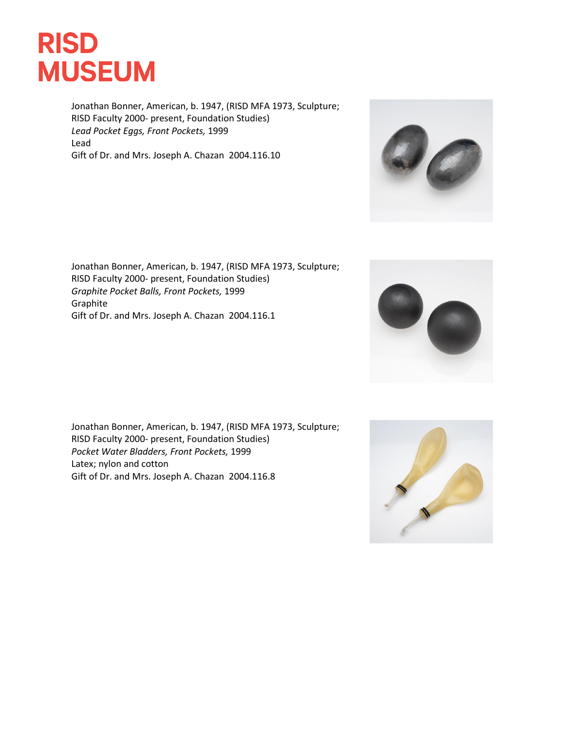Jonathan Bonner, American, b. 1947, (RISD MFA 1973, Sculpture; RISD Faculty 2000- present, Foundation Studies)
*Lead Pocket Eggs, Front Pockets,* 1999
Lead
Gift of Dr. and Mrs. Joseph A. Chazan 2004.116.10

Jonathan Bonner, American, b. 1947, (RISD MFA 1973, Sculpture; RISD Faculty 2000- present, Foundation Studies)
*Graphite Pocket Balls, Front Pockets,* 1999
Graphite
Gift of Dr. and Mrs. Joseph A. Chazan 2004.116.1

Jonathan Bonner, American, b. 1947, (RISD MFA 1973, Sculpture; RISD Faculty 2000- present, Foundation Studies)
*Pocket Water Bladders, Front Pockets,* 1999
Latex; nylon and cotton
Gift of Dr. and Mrs. Joseph A. Chazan 2004.116.8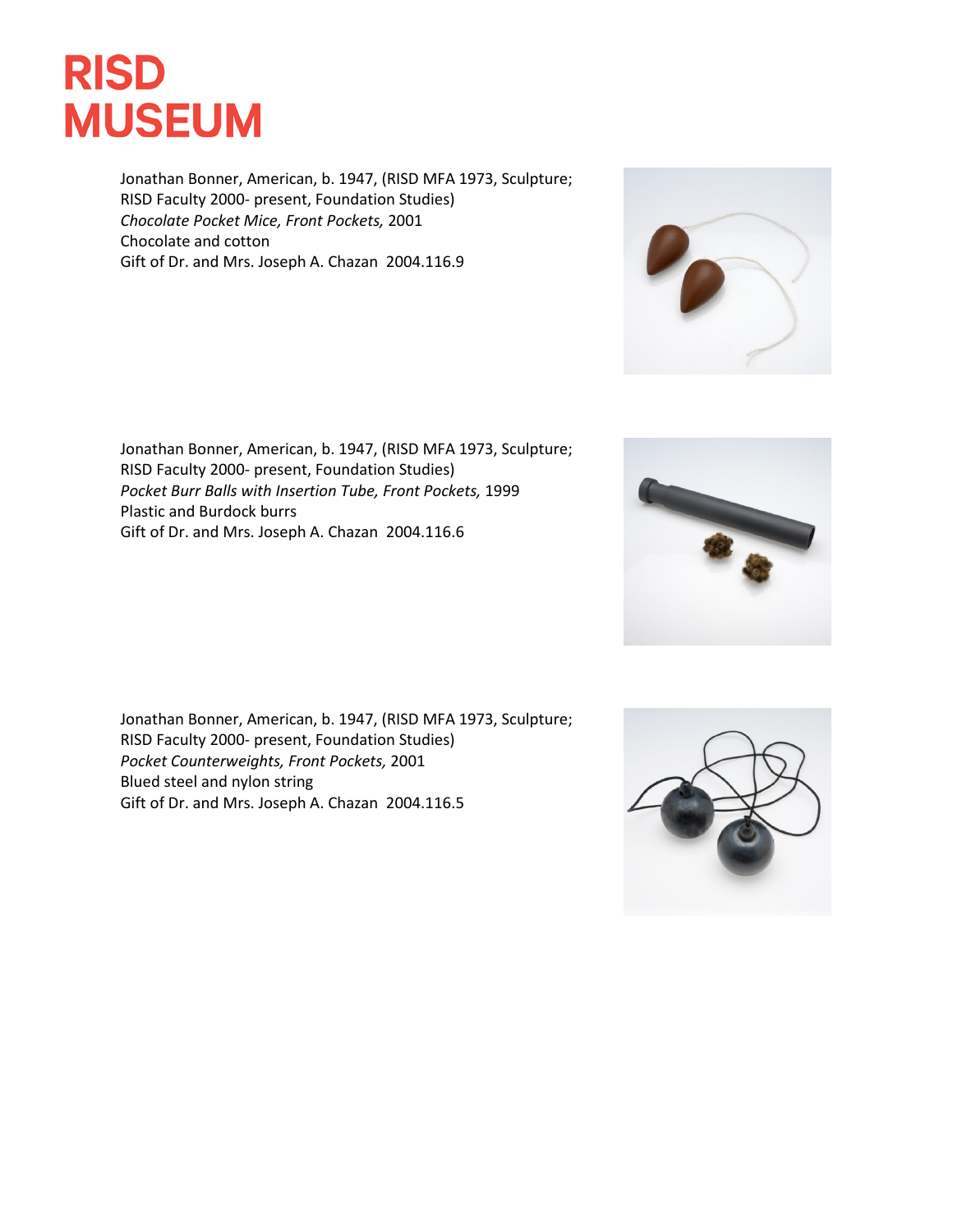# RISD MUSEUM

Jonathan Bonner, American, b. 1947, (RISD MFA 1973, Sculpture; RISD Faculty 2000- present, Foundation Studies)
*Chocolate Pocket Mice, Front Pockets,* 2001
Chocolate and cotton
Gift of Dr. and Mrs. Joseph A. Chazan 2004.116.9

Jonathan Bonner, American, b. 1947, (RISD MFA 1973, Sculpture; RISD Faculty 2000- present, Foundation Studies)
*Pocket Burr Balls with Insertion Tube, Front Pockets,* 1999
Plastic and Burdock burrs
Gift of Dr. and Mrs. Joseph A. Chazan 2004.116.6

Jonathan Bonner, American, b. 1947, (RISD MFA 1973, Sculpture; RISD Faculty 2000- present, Foundation Studies)
*Pocket Counterweights, Front Pockets,* 2001
Blued steel and nylon string
Gift of Dr. and Mrs. Joseph A. Chazan 2004.116.5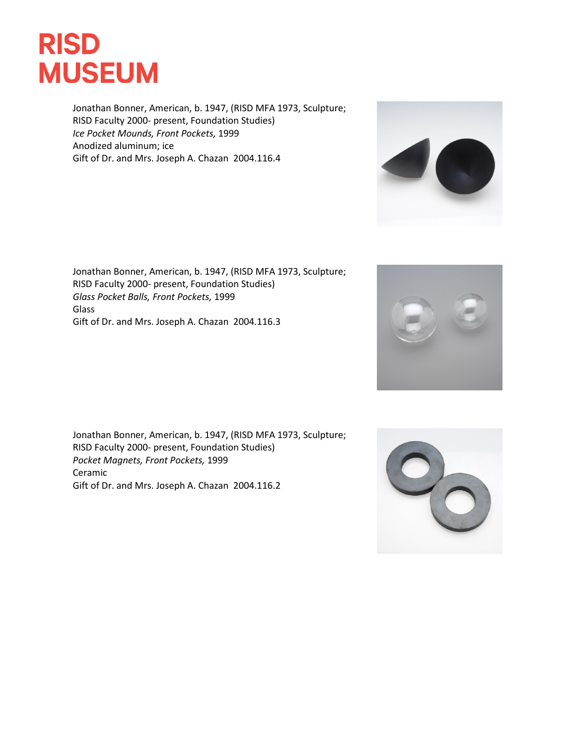# RISD MUSEUM

Jonathan Bonner, American, b. 1947, (RISD MFA 1973, Sculpture; RISD Faculty 2000- present, Foundation Studies)
*Ice Pocket Mounds, Front Pockets,* 1999
Anodized aluminum; ice
Gift of Dr. and Mrs. Joseph A. Chazan 2004.116.4

Jonathan Bonner, American, b. 1947, (RISD MFA 1973, Sculpture; RISD Faculty 2000- present, Foundation Studies)
*Glass Pocket Balls, Front Pockets,* 1999
Glass
Gift of Dr. and Mrs. Joseph A. Chazan 2004.116.3

Jonathan Bonner, American, b. 1947, (RISD MFA 1973, Sculpture; RISD Faculty 2000- present, Foundation Studies)
*Pocket Magnets, Front Pockets,* 1999
Ceramic
Gift of Dr. and Mrs. Joseph A. Chazan 2004.116.2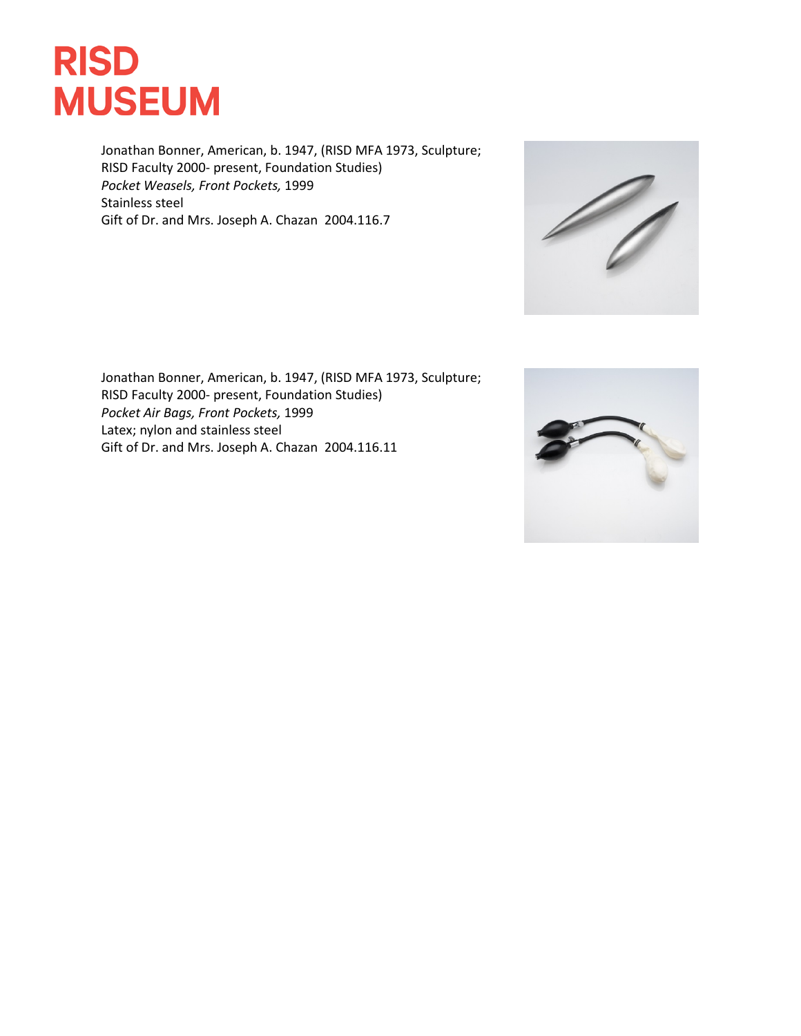# RISD MUSEUM

Jonathan Bonner, American, b. 1947, (RISD MFA 1973, Sculpture; RISD Faculty 2000- present, Foundation Studies)
*Pocket Weasels, Front Pockets,* 1999
Stainless steel
Gift of Dr. and Mrs. Joseph A. Chazan 2004.116.7

Jonathan Bonner, American, b. 1947, (RISD MFA 1973, Sculpture; RISD Faculty 2000- present, Foundation Studies)
*Pocket Air Bags, Front Pockets,* 1999
Latex; nylon and stainless steel
Gift of Dr. and Mrs. Joseph A. Chazan 2004.116.11